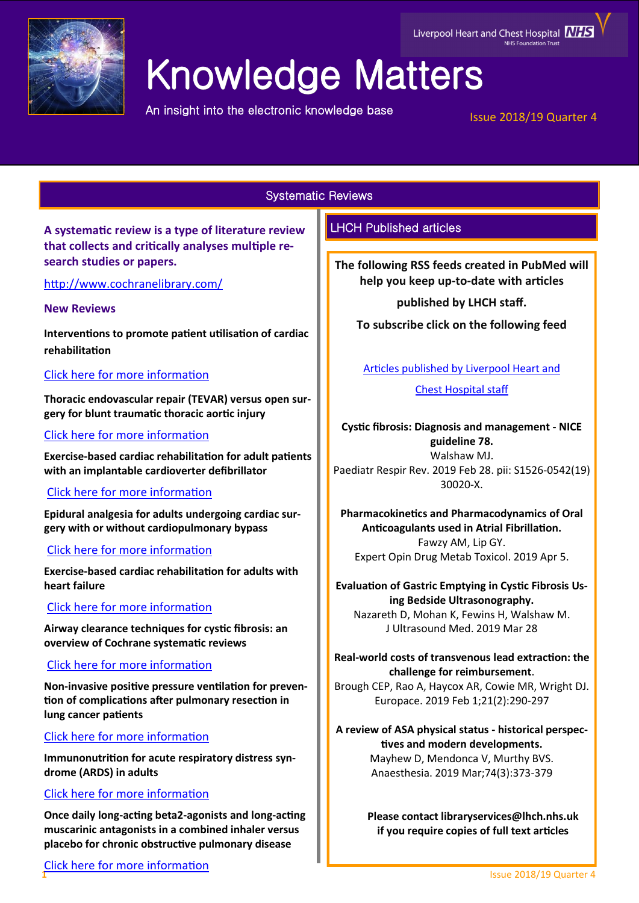Liverpool Heart and Chest Hospital NHS Foundation Trust

# Knowledge Matters

An insight into the electronic knowledge base

Issue 2018/19 Quarter 4

## Systematic Reviews

**A systematic review is a type of literature review that collects and critically analyses multiple research studies or papers.**

http://www.cochranelibrary.com/

### New Reviews

**Interventions to promote patient utilisation of cardiac rehabilitation**

Click here for more information

**Thoracic endovascular repair (TEVAR) versus open surgery for blunt traumatic thoracic aortic injury**

Click here for more information

**Exercise-based cardiac rehabilitation for adult patients with an implantable cardioverter defibrillator**

Click here for more information

**Epidural analgesia for adults undergoing cardiac surgery with or without cardiopulmonary bypass**

Click here for more information

**Exercise-based cardiac rehabilitation for adults with heart failure**

Click here for more information

**Airway clearance techniques for cystic fibrosis: an overview of Cochrane systematic reviews**

Click here for more information

**Non-invasive positive pressure ventilation for prevention of complications after pulmonary resection in lung cancer patients**

Click here for more information

**Immunonutrition for acute respiratory distress syndrome (ARDS) in adults**

Click here for more information

**Once daily long-acting beta2-agonists and long-acting muscarinic antagonists in a combined inhaler versus placebo for chronic obstructive pulmonary disease**

Click here for more information

## LHCH Published articles

**The following RSS feeds created in PubMed will help you keep up-to-date with articles published by LHCH staff.**

**To subscribe click on the following feed**

Articles published by Liverpool Heart and Chest Hospital staff

**Cystic fibrosis: Diagnosis and management - NICE guideline 78.**
Walshaw MJ.
Paediatr Respir Rev. 2019 Feb 28. pii: S1526-0542(19) 30020-X.

**Pharmacokinetics and Pharmacodynamics of Oral Anticoagulants used in Atrial Fibrillation.**
Fawzy AM, Lip GY.
Expert Opin Drug Metab Toxicol. 2019 Apr 5.

**Evaluation of Gastric Emptying in Cystic Fibrosis Using Bedside Ultrasonography.**
Nazareth D, Mohan K, Fewins H, Walshaw M.
J Ultrasound Med. 2019 Mar 28

**Real-world costs of transvenous lead extraction: the challenge for reimbursement.**
Brough CEP, Rao A, Haycox AR, Cowie MR, Wright DJ.
Europace. 2019 Feb 1;21(2):290-297

**A review of ASA physical status - historical perspectives and modern developments.**
Mayhew D, Mendonca V, Murthy BVS.
Anaesthesia. 2019 Mar;74(3):373-379

**Please contact libraryservices@lhch.nhs.uk if you require copies of full text articles**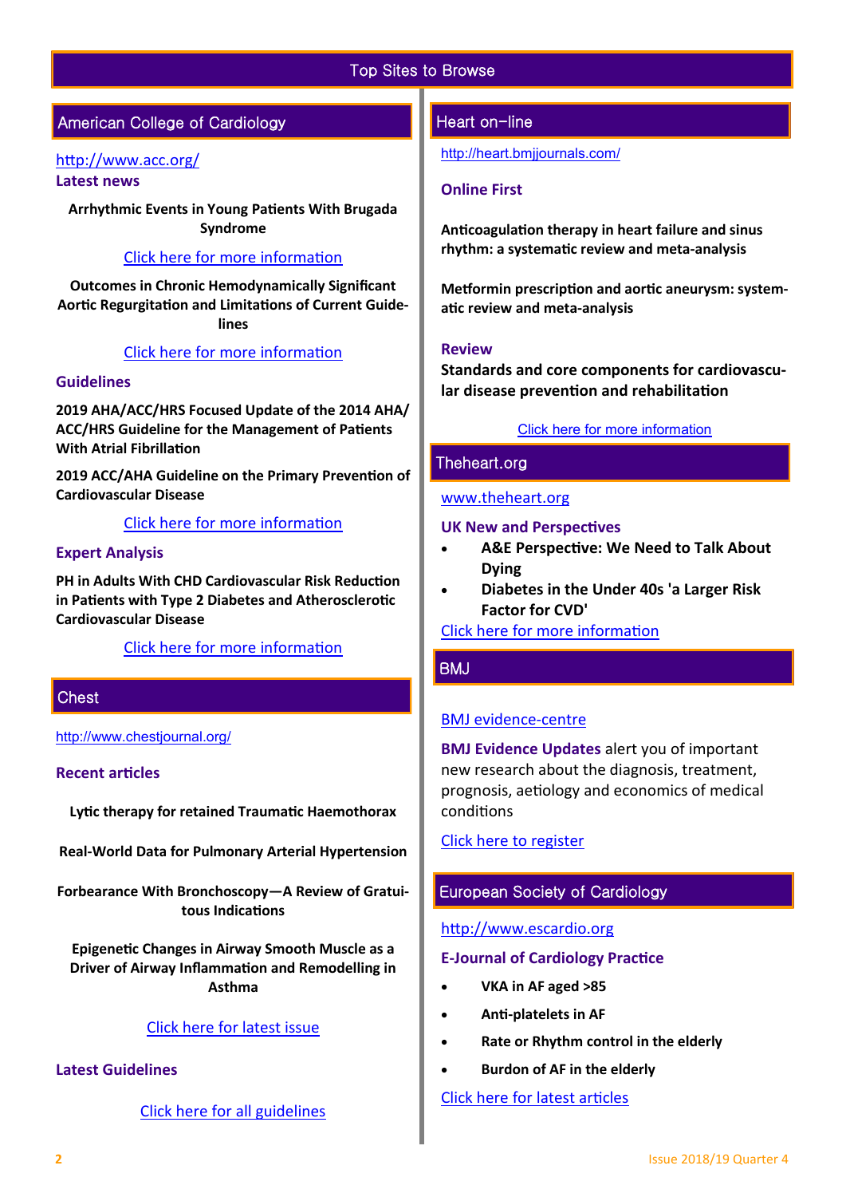# Top Sites to Browse

## American College of Cardiology

http://www.acc.org/

### Latest news

**Arrhythmic Events in Young Patients With Brugada Syndrome**

Click here for more information

**Outcomes in Chronic Hemodynamically Significant Aortic Regurgitation and Limitations of Current Guidelines**

Click here for more information

### Guidelines

**2019 AHA/ACC/HRS Focused Update of the 2014 AHA/ACC/HRS Guideline for the Management of Patients With Atrial Fibrillation**

**2019 ACC/AHA Guideline on the Primary Prevention of Cardiovascular Disease**

Click here for more information

### Expert Analysis

**PH in Adults With CHD Cardiovascular Risk Reduction in Patients with Type 2 Diabetes and Atherosclerotic Cardiovascular Disease**

Click here for more information

## Chest

http://www.chestjournal.org/

### Recent articles

**Lytic therapy for retained Traumatic Haemothorax**

**Real-World Data for Pulmonary Arterial Hypertension**

**Forbearance With Bronchoscopy—A Review of Gratuitous Indications**

**Epigenetic Changes in Airway Smooth Muscle as a Driver of Airway Inflammation and Remodelling in Asthma**

Click here for latest issue

### Latest Guidelines

Click here for all guidelines

## Heart on-line

http://heart.bmjjournals.com/

### Online First

**Anticoagulation therapy in heart failure and sinus rhythm: a systematic review and meta-analysis**

**Metformin prescription and aortic aneurysm: systematic review and meta-analysis**

### Review

**Standards and core components for cardiovascular disease prevention and rehabilitation**

Click here for more information

## Theheart.org

www.theheart.org

### UK New and Perspectives

- **A&E Perspective: We Need to Talk About Dying**
- **Diabetes in the Under 40s 'a Larger Risk Factor for CVD'**

Click here for more information

## BMJ

BMJ evidence-centre

**BMJ Evidence Updates** alert you of important new research about the diagnosis, treatment, prognosis, aetiology and economics of medical conditions

Click here to register

## European Society of Cardiology

http://www.escardio.org

### E-Journal of Cardiology Practice

- **VKA in AF aged >85**
- **Anti-platelets in AF**
- **Rate or Rhythm control in the elderly**
- **Burdon of AF in the elderly**

Click here for latest articles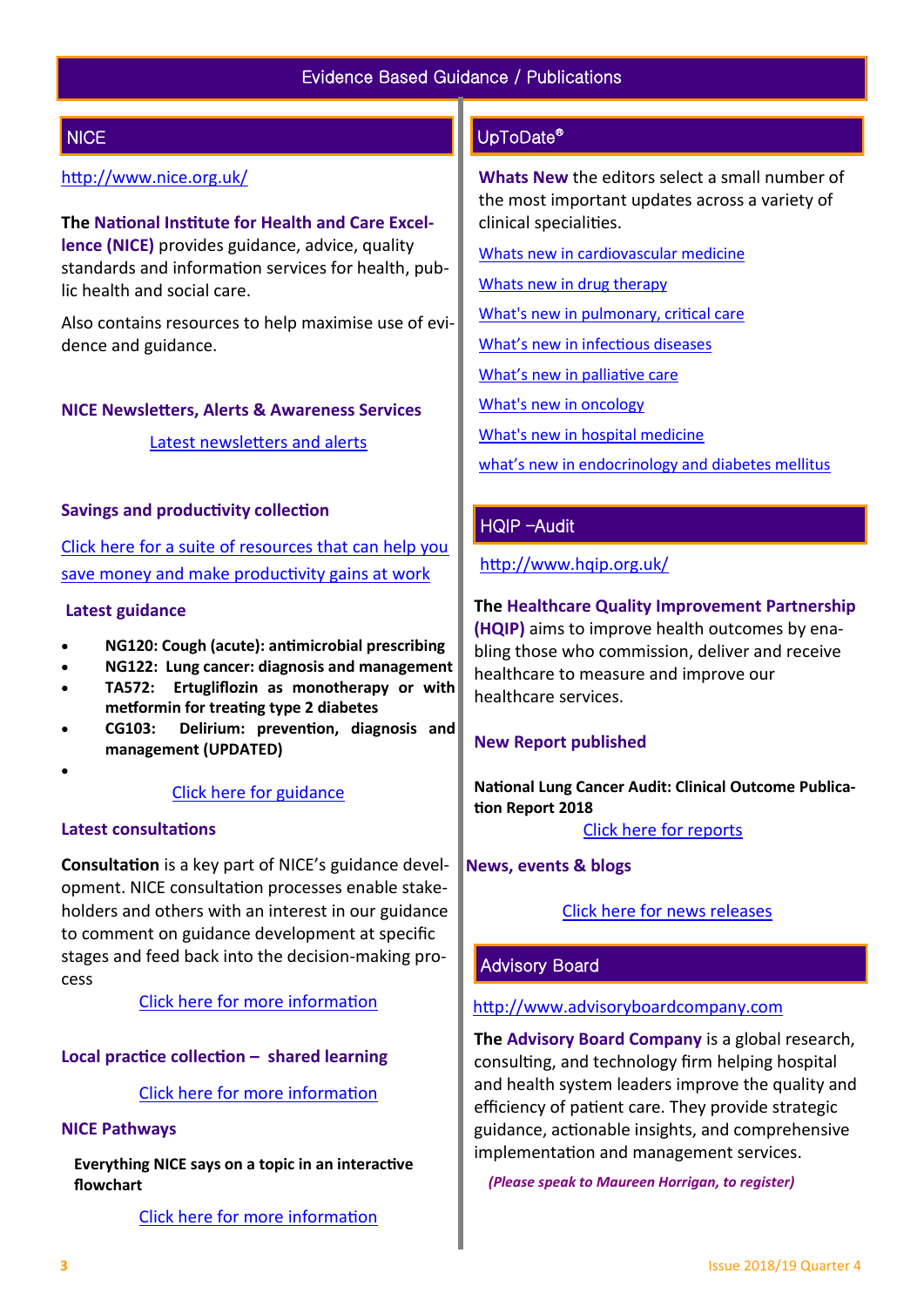# Evidence Based Guidance / Publications

## NICE

http://www.nice.org.uk/

The **National Institute for Health and Care Excellence (NICE)** provides guidance, advice, quality standards and information services for health, public health and social care.

Also contains resources to help maximise use of evidence and guidance.

### NICE Newsletters, Alerts & Awareness Services

Latest newsletters and alerts

### Savings and productivity collection

Click here for a suite of resources that can help you save money and make productivity gains at work

### Latest guidance

- **NG120: Cough (acute): antimicrobial prescribing**
- **NG122: Lung cancer: diagnosis and management**
- **TA572: Ertugliflozin as monotherapy or with metformin for treating type 2 diabetes**
- **CG103: Delirium: prevention, diagnosis and management (UPDATED)**

Click here for guidance

### Latest consultations

**Consultation** is a key part of NICE's guidance development. NICE consultation processes enable stakeholders and others with an interest in our guidance to comment on guidance development at specific stages and feed back into the decision-making process

Click here for more information

### Local practice collection – shared learning

Click here for more information

### NICE Pathways

**Everything NICE says on a topic in an interactive flowchart**

Click here for more information

## UpToDate®

**Whats New** the editors select a small number of the most important updates across a variety of clinical specialities.

Whats new in cardiovascular medicine

Whats new in drug therapy

What's new in pulmonary, critical care

What's new in infectious diseases

What's new in palliative care

What's new in oncology

What's new in hospital medicine

what's new in endocrinology and diabetes mellitus

## HQIP –Audit

http://www.hqip.org.uk/

The **Healthcare Quality Improvement Partnership (HQIP)** aims to improve health outcomes by enabling those who commission, deliver and receive healthcare to measure and improve our healthcare services.

### New Report published

**National Lung Cancer Audit: Clinical Outcome Publication Report 2018**

Click here for reports

### News, events & blogs

Click here for news releases

## Advisory Board

http://www.advisoryboardcompany.com

The **Advisory Board Company** is a global research, consulting, and technology firm helping hospital and health system leaders improve the quality and efficiency of patient care. They provide strategic guidance, actionable insights, and comprehensive implementation and management services.

***(Please speak to Maureen Horrigan, to register)***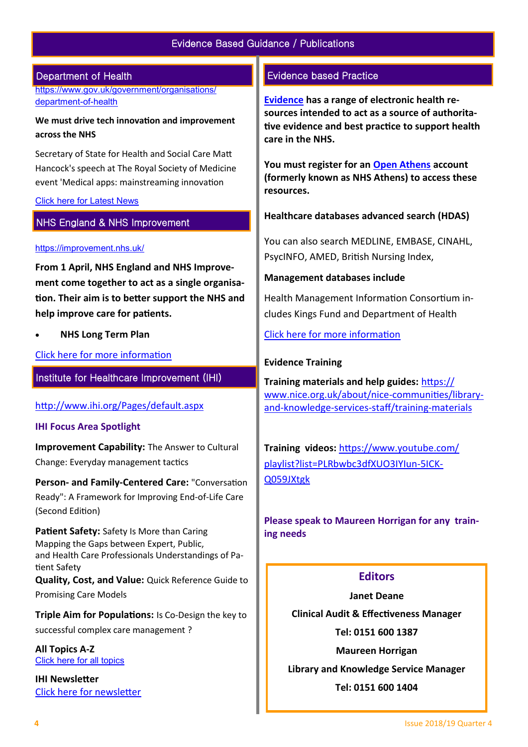# Evidence Based Guidance / Publications

## Department of Health

https://www.gov.uk/government/organisations/department-of-health

**We must drive tech innovation and improvement across the NHS**

Secretary of State for Health and Social Care Matt Hancock's speech at The Royal Society of Medicine event 'Medical apps: mainstreaming innovation

Click here for Latest News

## NHS England & NHS Improvement

https://improvement.nhs.uk/

**From 1 April, NHS England and NHS Improvement come together to act as a single organisation. Their aim is to better support the NHS and help improve care for patients.**

- **NHS Long Term Plan**

Click here for more information

## Institute for Healthcare Improvement (IHI)

http://www.ihi.org/Pages/default.aspx

**IHI Focus Area Spotlight**

**Improvement Capability:** The Answer to Cultural Change: Everyday management tactics

**Person- and Family-Centered Care:** "Conversation Ready": A Framework for Improving End-of-Life Care (Second Edition)

**Patient Safety:** Safety Is More than Caring Mapping the Gaps between Expert, Public, and Health Care Professionals Understandings of Patient Safety

**Quality, Cost, and Value:** Quick Reference Guide to Promising Care Models

**Triple Aim for Populations:** Is Co-Design the key to successful complex care management ?

**All Topics A-Z**
Click here for all topics

**IHI Newsletter**
Click here for newsletter

## Evidence based Practice

**Evidence has a range of electronic health resources intended to act as a source of authoritative evidence and best practice to support health care in the NHS.**

**You must register for an Open Athens account (formerly known as NHS Athens) to access these resources.**

**Healthcare databases advanced search (HDAS)**

You can also search MEDLINE, EMBASE, CINAHL, PsycINFO, AMED, British Nursing Index,

**Management databases include**

Health Management Information Consortium includes Kings Fund and Department of Health

Click here for more information

**Evidence Training**

**Training materials and help guides:** https://www.nice.org.uk/about/nice-communities/library-and-knowledge-services-staff/training-materials

**Training videos:** https://www.youtube.com/playlist?list=PLRbwbc3dfXUO3IYIun-5ICK-Q059JXtgk

**Please speak to Maureen Horrigan for any training needs**

## Editors

**Janet Deane**

**Clinical Audit & Effectiveness Manager**

**Tel: 0151 600 1387**

**Maureen Horrigan**

**Library and Knowledge Service Manager**

**Tel: 0151 600 1404**